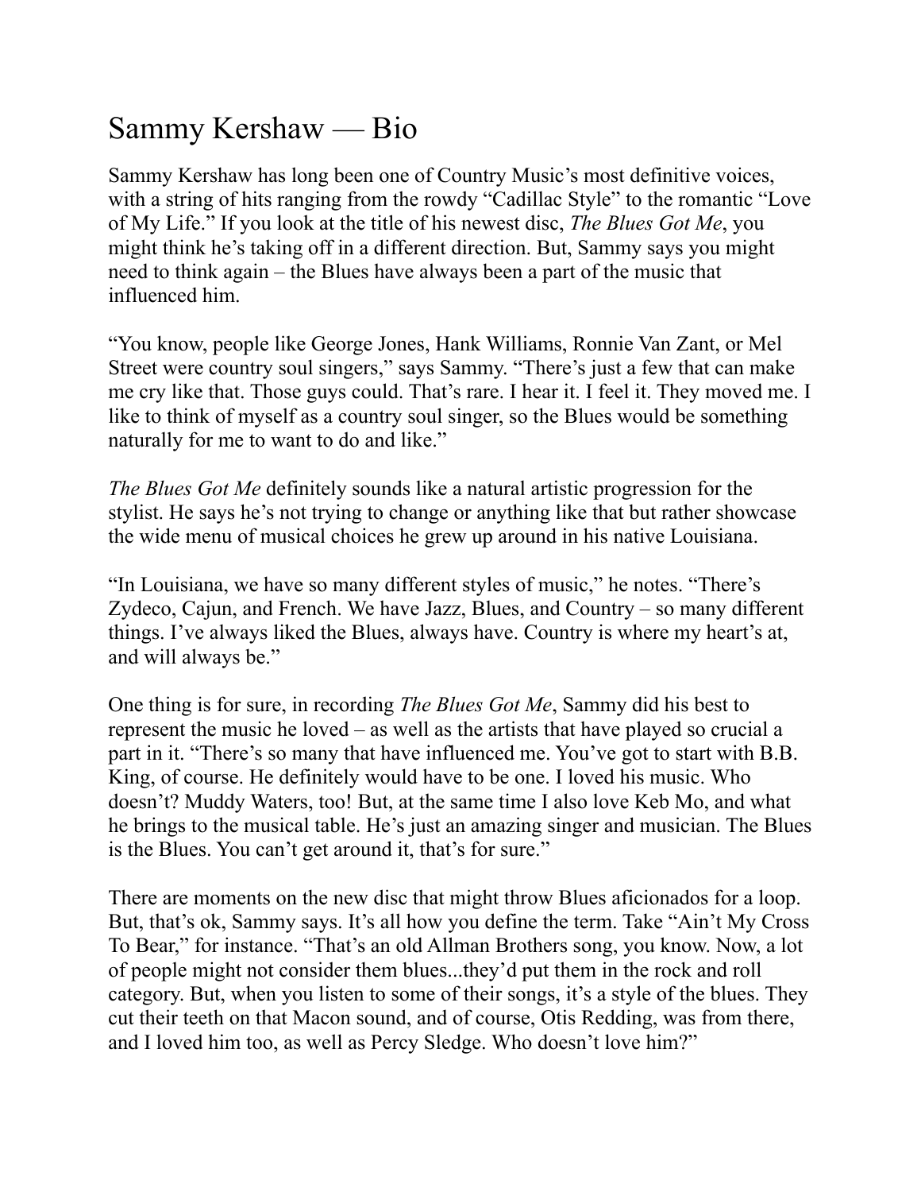# Sammy Kershaw — Bio

Sammy Kershaw has long been one of Country Music's most definitive voices, with a string of hits ranging from the rowdy "Cadillac Style" to the romantic "Love of My Life." If you look at the title of his newest disc, *The Blues Got Me*, you might think he's taking off in a different direction. But, Sammy says you might need to think again – the Blues have always been a part of the music that influenced him.

"You know, people like George Jones, Hank Williams, Ronnie Van Zant, or Mel Street were country soul singers," says Sammy. "There's just a few that can make me cry like that. Those guys could. That's rare. I hear it. I feel it. They moved me. I like to think of myself as a country soul singer, so the Blues would be something naturally for me to want to do and like."

*The Blues Got Me* definitely sounds like a natural artistic progression for the stylist. He says he's not trying to change or anything like that but rather showcase the wide menu of musical choices he grew up around in his native Louisiana.

"In Louisiana, we have so many different styles of music," he notes. "There's Zydeco, Cajun, and French. We have Jazz, Blues, and Country – so many different things. I've always liked the Blues, always have. Country is where my heart's at, and will always be."

One thing is for sure, in recording *The Blues Got Me*, Sammy did his best to represent the music he loved – as well as the artists that have played so crucial a part in it. "There's so many that have influenced me. You've got to start with B.B. King, of course. He definitely would have to be one. I loved his music. Who doesn't? Muddy Waters, too! But, at the same time I also love Keb Mo, and what he brings to the musical table. He's just an amazing singer and musician. The Blues is the Blues. You can't get around it, that's for sure."

There are moments on the new disc that might throw Blues aficionados for a loop. But, that's ok, Sammy says. It's all how you define the term. Take "Ain't My Cross To Bear," for instance. "That's an old Allman Brothers song, you know. Now, a lot of people might not consider them blues...they'd put them in the rock and roll category. But, when you listen to some of their songs, it's a style of the blues. They cut their teeth on that Macon sound, and of course, Otis Redding, was from there, and I loved him too, as well as Percy Sledge. Who doesn't love him?"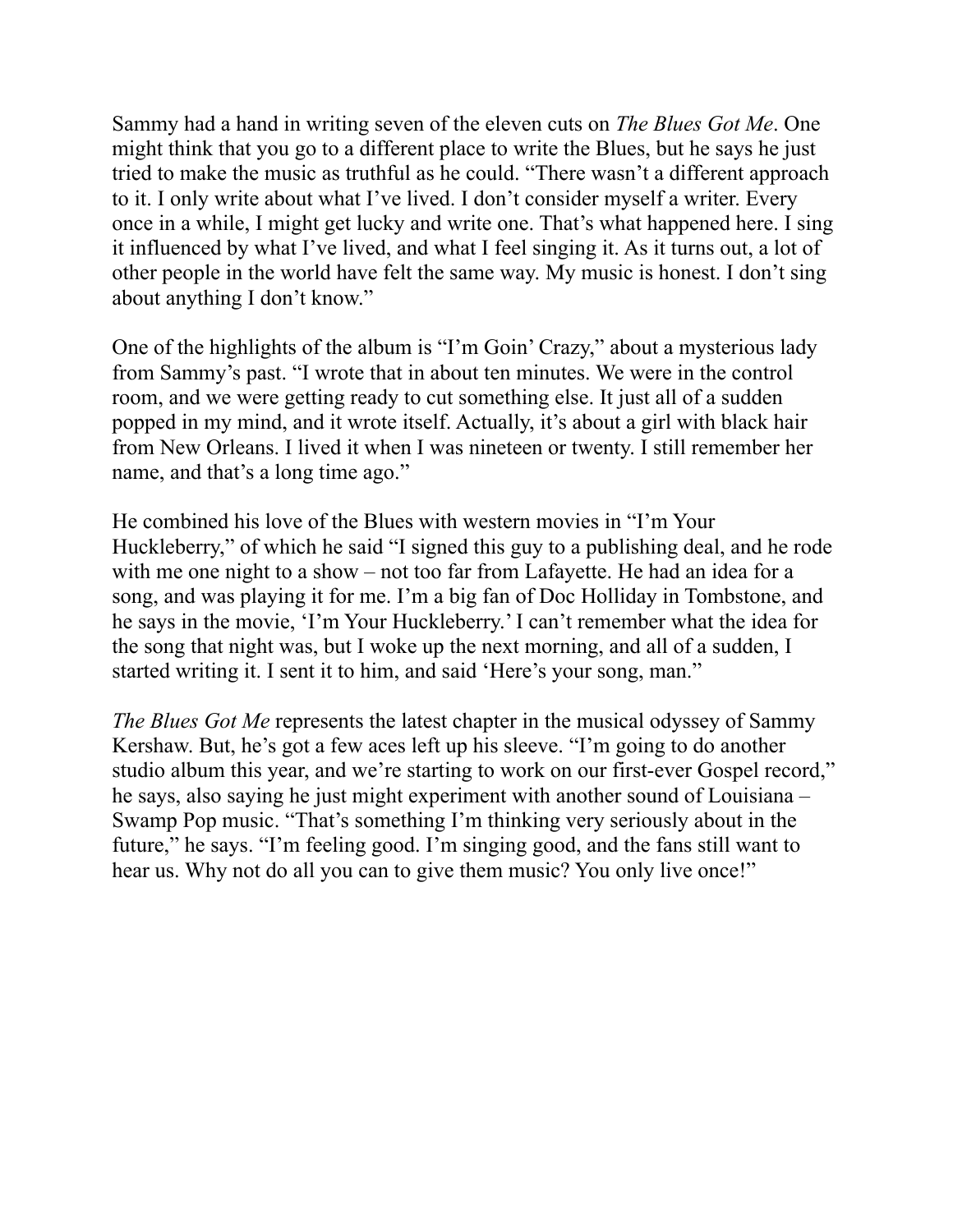Sammy had a hand in writing seven of the eleven cuts on *The Blues Got Me*. One might think that you go to a different place to write the Blues, but he says he just tried to make the music as truthful as he could. "There wasn't a different approach to it. I only write about what I've lived. I don't consider myself a writer. Every once in a while, I might get lucky and write one. That's what happened here. I sing it influenced by what I've lived, and what I feel singing it. As it turns out, a lot of other people in the world have felt the same way. My music is honest. I don't sing about anything I don't know."

One of the highlights of the album is "I'm Goin' Crazy," about a mysterious lady from Sammy's past. "I wrote that in about ten minutes. We were in the control room, and we were getting ready to cut something else. It just all of a sudden popped in my mind, and it wrote itself. Actually, it's about a girl with black hair from New Orleans. I lived it when I was nineteen or twenty. I still remember her name, and that's a long time ago."

He combined his love of the Blues with western movies in "I'm Your Huckleberry," of which he said "I signed this guy to a publishing deal, and he rode with me one night to a show – not too far from Lafayette. He had an idea for a song, and was playing it for me. I'm a big fan of Doc Holliday in Tombstone, and he says in the movie, 'I'm Your Huckleberry.' I can't remember what the idea for the song that night was, but I woke up the next morning, and all of a sudden, I started writing it. I sent it to him, and said 'Here's your song, man."

*The Blues Got Me* represents the latest chapter in the musical odyssey of Sammy Kershaw. But, he's got a few aces left up his sleeve. "I'm going to do another studio album this year, and we're starting to work on our first-ever Gospel record," he says, also saying he just might experiment with another sound of Louisiana – Swamp Pop music. "That's something I'm thinking very seriously about in the future," he says. "I'm feeling good. I'm singing good, and the fans still want to hear us. Why not do all you can to give them music? You only live once!"